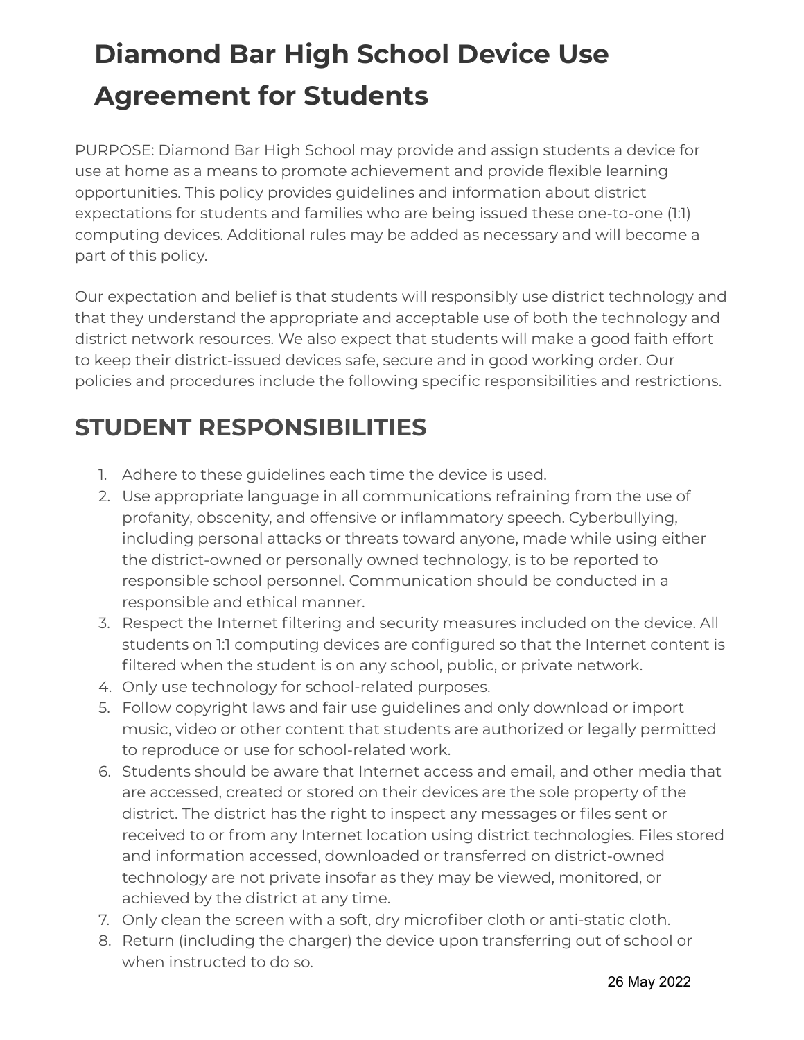# Diamond Bar High School Device Use Agreement for Students

PURPOSE: Diamond Bar High School may provide and assign students a device for use at home as a means to promote achievement and provide flexible learning opportunities. This policy provides guidelines and information about district expectations for students and families who are being issued these one-to-one (1:1) computing devices. Additional rules may be added as necessary and will become a part of this policy.

Our expectation and belief is that students will responsibly use district technology and that they understand the appropriate and acceptable use of both the technology and district network resources. We also expect that students will make a good faith effort to keep their district-issued devices safe, secure and in good working order. Our policies and procedures include the following specific responsibilities and restrictions.

## STUDENT RESPONSIBILITIES

1. Adhere to these guidelines each time the device is used.
2. Use appropriate language in all communications refraining from the use of profanity, obscenity, and offensive or inflammatory speech. Cyberbullying, including personal attacks or threats toward anyone, made while using either the district-owned or personally owned technology, is to be reported to responsible school personnel. Communication should be conducted in a responsible and ethical manner.
3. Respect the Internet filtering and security measures included on the device. All students on 1:1 computing devices are configured so that the Internet content is filtered when the student is on any school, public, or private network.
4. Only use technology for school-related purposes.
5. Follow copyright laws and fair use guidelines and only download or import music, video or other content that students are authorized or legally permitted to reproduce or use for school-related work.
6. Students should be aware that Internet access and email, and other media that are accessed, created or stored on their devices are the sole property of the district. The district has the right to inspect any messages or files sent or received to or from any Internet location using district technologies. Files stored and information accessed, downloaded or transferred on district-owned technology are not private insofar as they may be viewed, monitored, or achieved by the district at any time.
7. Only clean the screen with a soft, dry microfiber cloth or anti-static cloth.
8. Return (including the charger) the device upon transferring out of school or when instructed to do so.

26 May 2022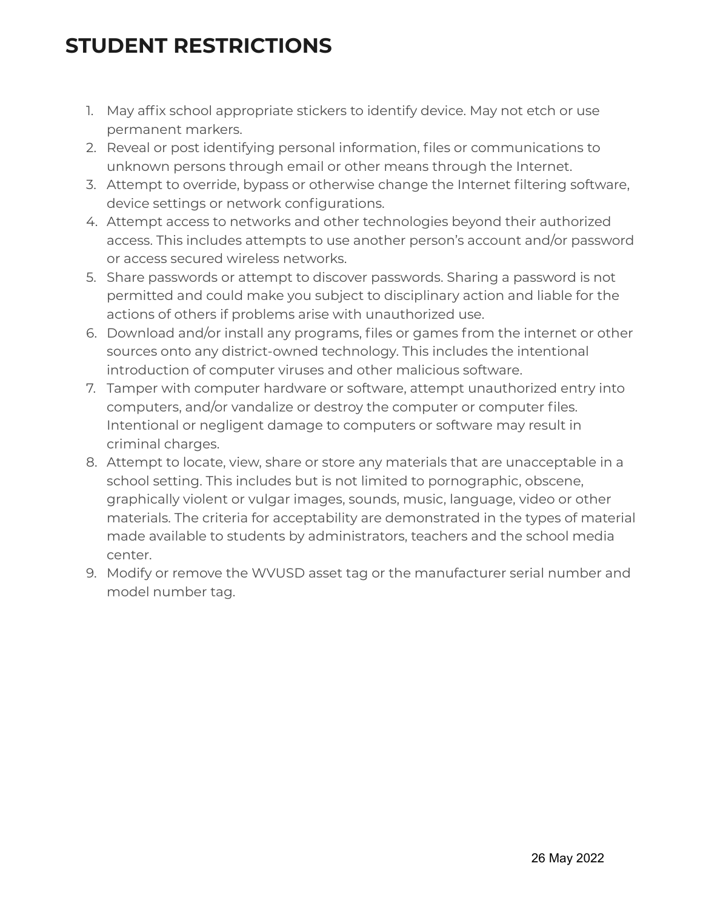# STUDENT RESTRICTIONS

1. May affix school appropriate stickers to identify device. May not etch or use permanent markers.
2. Reveal or post identifying personal information, files or communications to unknown persons through email or other means through the Internet.
3. Attempt to override, bypass or otherwise change the Internet filtering software, device settings or network configurations.
4. Attempt access to networks and other technologies beyond their authorized access. This includes attempts to use another person's account and/or password or access secured wireless networks.
5. Share passwords or attempt to discover passwords. Sharing a password is not permitted and could make you subject to disciplinary action and liable for the actions of others if problems arise with unauthorized use.
6. Download and/or install any programs, files or games from the internet or other sources onto any district-owned technology. This includes the intentional introduction of computer viruses and other malicious software.
7. Tamper with computer hardware or software, attempt unauthorized entry into computers, and/or vandalize or destroy the computer or computer files. Intentional or negligent damage to computers or software may result in criminal charges.
8. Attempt to locate, view, share or store any materials that are unacceptable in a school setting. This includes but is not limited to pornographic, obscene, graphically violent or vulgar images, sounds, music, language, video or other materials. The criteria for acceptability are demonstrated in the types of material made available to students by administrators, teachers and the school media center.
9. Modify or remove the WVUSD asset tag or the manufacturer serial number and model number tag.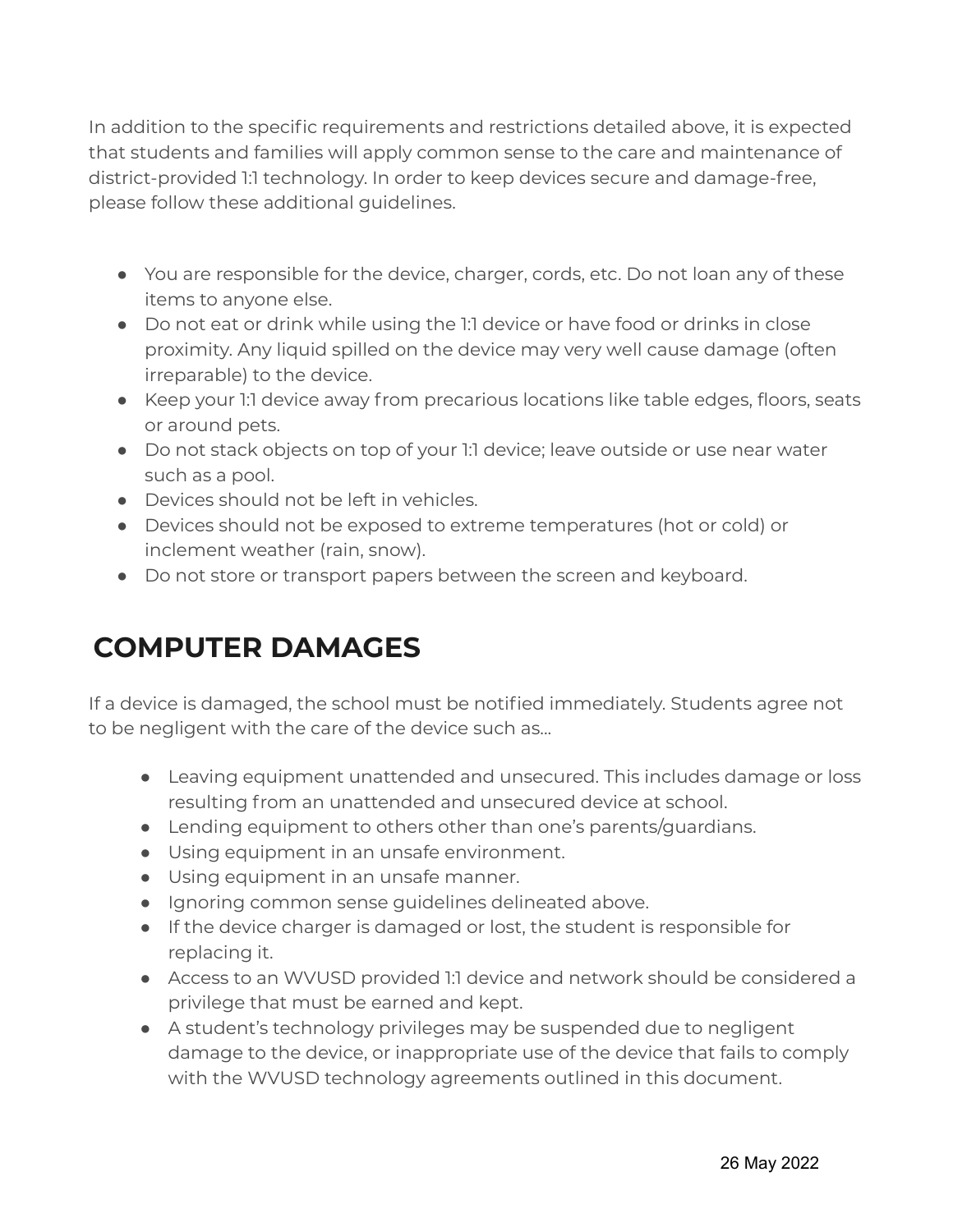In addition to the specific requirements and restrictions detailed above, it is expected that students and families will apply common sense to the care and maintenance of district-provided 1:1 technology. In order to keep devices secure and damage-free, please follow these additional guidelines.

- You are responsible for the device, charger, cords, etc. Do not loan any of these items to anyone else.
- Do not eat or drink while using the 1:1 device or have food or drinks in close proximity. Any liquid spilled on the device may very well cause damage (often irreparable) to the device.
- Keep your 1:1 device away from precarious locations like table edges, floors, seats or around pets.
- Do not stack objects on top of your 1:1 device; leave outside or use near water such as a pool.
- Devices should not be left in vehicles.
- Devices should not be exposed to extreme temperatures (hot or cold) or inclement weather (rain, snow).
- Do not store or transport papers between the screen and keyboard.

## COMPUTER DAMAGES

If a device is damaged, the school must be notified immediately. Students agree not to be negligent with the care of the device such as…

- Leaving equipment unattended and unsecured. This includes damage or loss resulting from an unattended and unsecured device at school.
- Lending equipment to others other than one's parents/guardians.
- Using equipment in an unsafe environment.
- Using equipment in an unsafe manner.
- Ignoring common sense guidelines delineated above.
- If the device charger is damaged or lost, the student is responsible for replacing it.
- Access to an WVUSD provided 1:1 device and network should be considered a privilege that must be earned and kept.
- A student's technology privileges may be suspended due to negligent damage to the device, or inappropriate use of the device that fails to comply with the WVUSD technology agreements outlined in this document.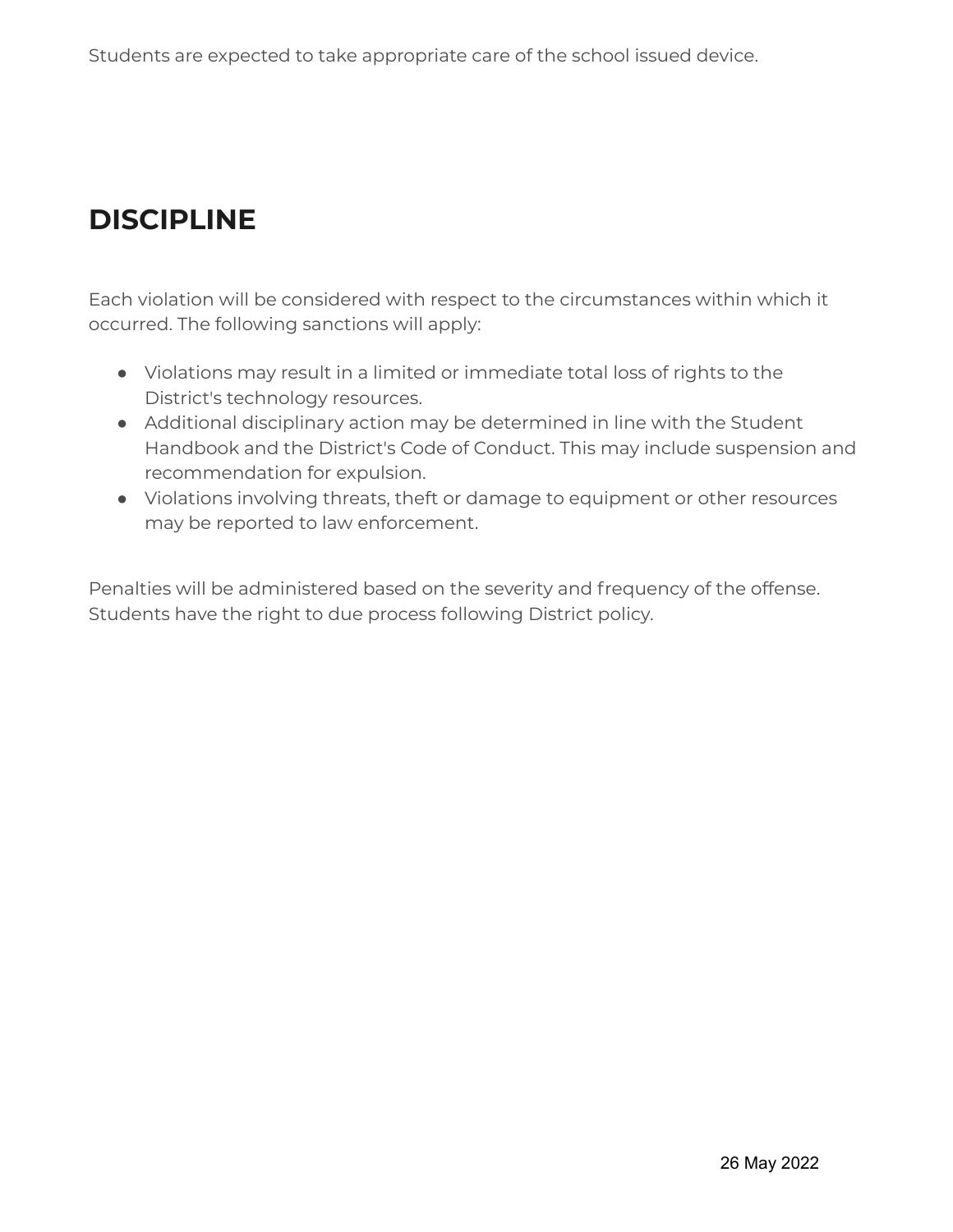Students are expected to take appropriate care of the school issued device.

# DISCIPLINE

Each violation will be considered with respect to the circumstances within which it occurred. The following sanctions will apply:

- Violations may result in a limited or immediate total loss of rights to the District's technology resources.
- Additional disciplinary action may be determined in line with the Student Handbook and the District's Code of Conduct. This may include suspension and recommendation for expulsion.
- Violations involving threats, theft or damage to equipment or other resources may be reported to law enforcement.

Penalties will be administered based on the severity and frequency of the offense. Students have the right to due process following District policy.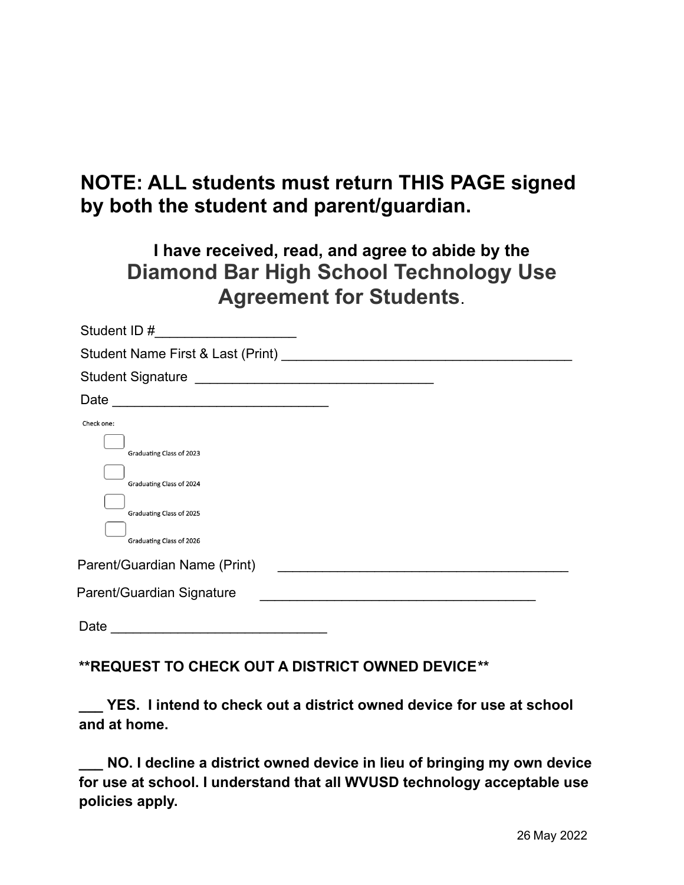**NOTE: ALL students must return THIS PAGE signed by both the student and parent/guardian.**

**I have received, read, and agree to abide by the**
**Diamond Bar High School Technology Use Agreement for Students**.

Student ID #___________________

Student Name First & Last (Print) _______________________________________

Student Signature ________________________________

Date _____________________________

Check one:

- [ ] Graduating Class of 2023
- [ ] Graduating Class of 2024
- [ ] Graduating Class of 2025
- [ ] Graduating Class of 2026

Parent/Guardian Name (Print) _______________________________________

Parent/Guardian Signature _____________________________________

Date _____________________________

**\*\*REQUEST TO CHECK OUT A DISTRICT OWNED DEVICE\*\***

**___ YES. I intend to check out a district owned device for use at school and at home.**

**___ NO. I decline a district owned device in lieu of bringing my own device for use at school. I understand that all WVUSD technology acceptable use policies apply.**

26 May 2022